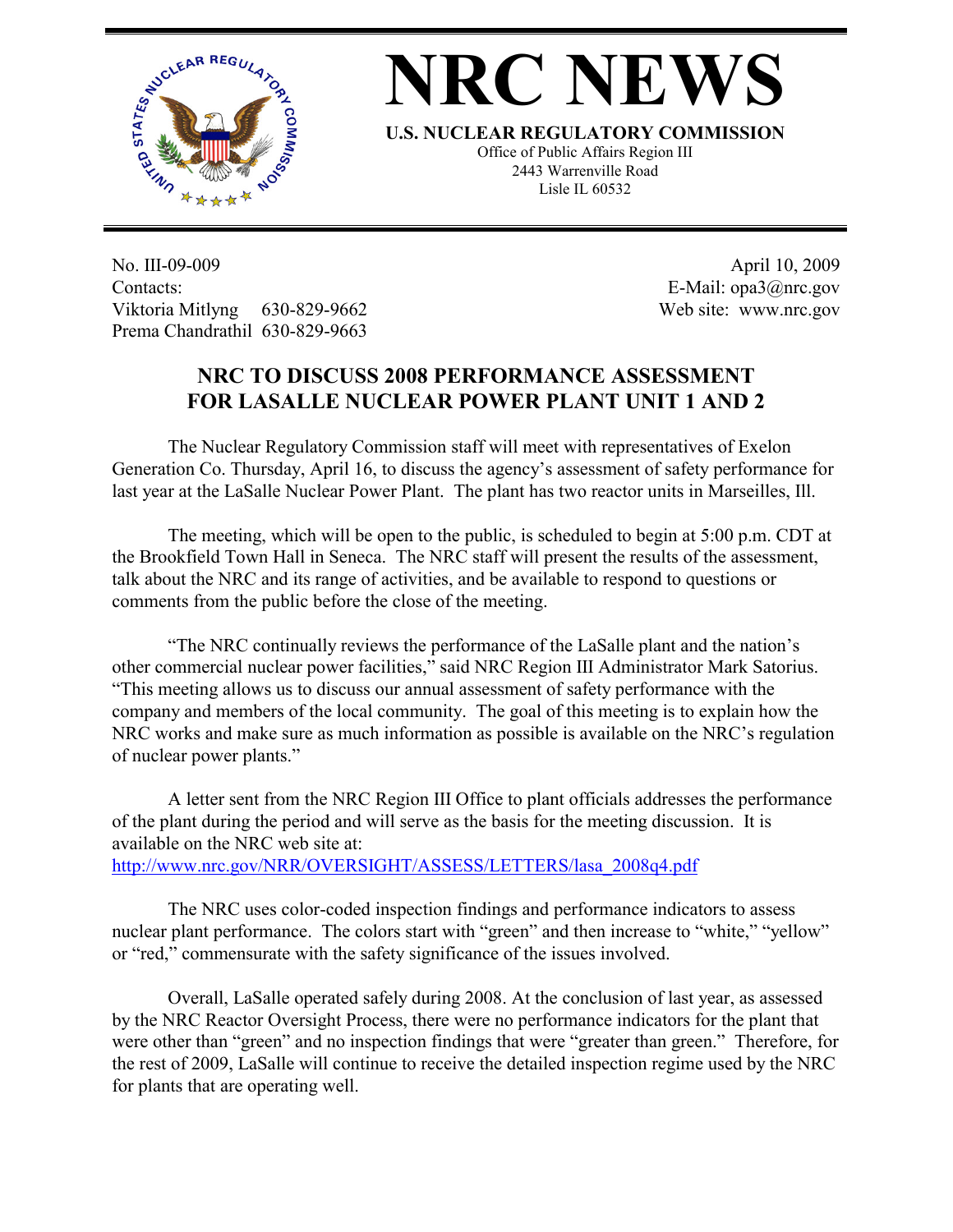# NRC NEWS

**U.S. NUCLEAR REGULATORY COMMISSION**

Office of Public Affairs Region III
2443 Warrenville Road
Lisle IL 60532

No. III-09-009
Contacts:
Viktoria Mitlyng 630-829-9662
Prema Chandrathil 630-829-9663

April 10, 2009
E-Mail: opa3@nrc.gov
Web site: www.nrc.gov

## NRC TO DISCUSS 2008 PERFORMANCE ASSESSMENT FOR LASALLE NUCLEAR POWER PLANT UNIT 1 AND 2

The Nuclear Regulatory Commission staff will meet with representatives of Exelon Generation Co. Thursday, April 16, to discuss the agency's assessment of safety performance for last year at the LaSalle Nuclear Power Plant. The plant has two reactor units in Marseilles, Ill.

The meeting, which will be open to the public, is scheduled to begin at 5:00 p.m. CDT at the Brookfield Town Hall in Seneca. The NRC staff will present the results of the assessment, talk about the NRC and its range of activities, and be available to respond to questions or comments from the public before the close of the meeting.

"The NRC continually reviews the performance of the LaSalle plant and the nation's other commercial nuclear power facilities," said NRC Region III Administrator Mark Satorius. "This meeting allows us to discuss our annual assessment of safety performance with the company and members of the local community. The goal of this meeting is to explain how the NRC works and make sure as much information as possible is available on the NRC's regulation of nuclear power plants."

A letter sent from the NRC Region III Office to plant officials addresses the performance of the plant during the period and will serve as the basis for the meeting discussion. It is available on the NRC web site at:
http://www.nrc.gov/NRR/OVERSIGHT/ASSESS/LETTERS/lasa_2008q4.pdf

The NRC uses color-coded inspection findings and performance indicators to assess nuclear plant performance. The colors start with "green" and then increase to "white," "yellow" or "red," commensurate with the safety significance of the issues involved.

Overall, LaSalle operated safely during 2008. At the conclusion of last year, as assessed by the NRC Reactor Oversight Process, there were no performance indicators for the plant that were other than "green" and no inspection findings that were "greater than green." Therefore, for the rest of 2009, LaSalle will continue to receive the detailed inspection regime used by the NRC for plants that are operating well.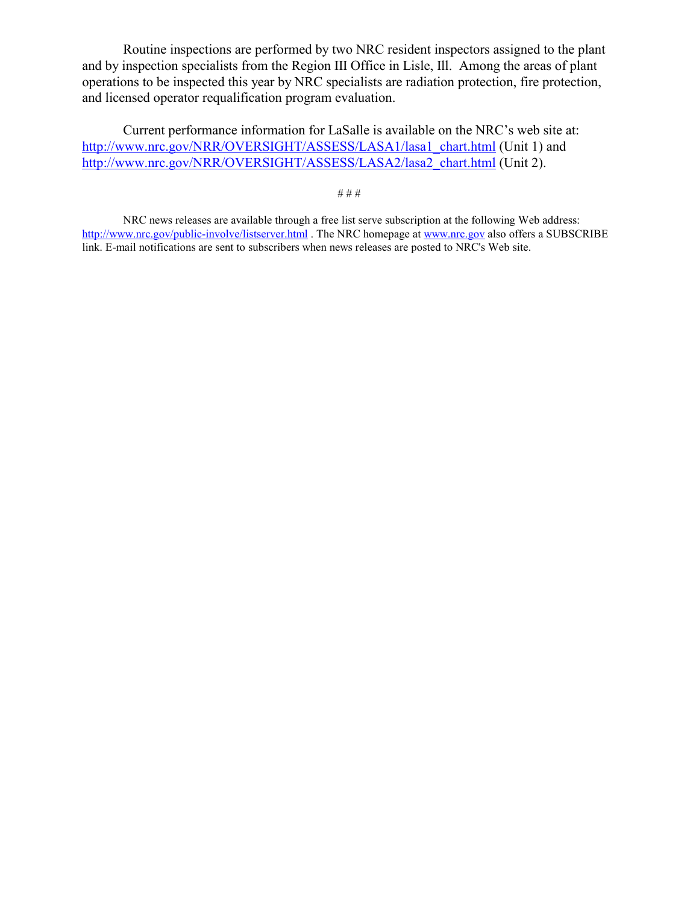Routine inspections are performed by two NRC resident inspectors assigned to the plant and by inspection specialists from the Region III Office in Lisle, Ill. Among the areas of plant operations to be inspected this year by NRC specialists are radiation protection, fire protection, and licensed operator requalification program evaluation.

Current performance information for LaSalle is available on the NRC's web site at: http://www.nrc.gov/NRR/OVERSIGHT/ASSESS/LASA1/lasa1_chart.html (Unit 1) and http://www.nrc.gov/NRR/OVERSIGHT/ASSESS/LASA2/lasa2_chart.html (Unit 2).

# # #

NRC news releases are available through a free list serve subscription at the following Web address: http://www.nrc.gov/public-involve/listserver.html . The NRC homepage at www.nrc.gov also offers a SUBSCRIBE link. E-mail notifications are sent to subscribers when news releases are posted to NRC's Web site.